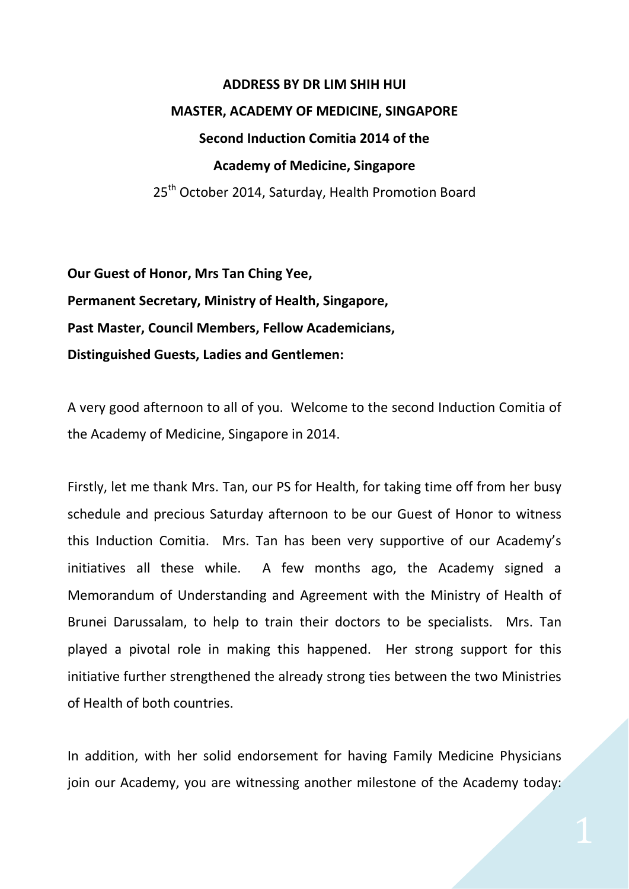**ADDRESS BY DR LIM SHIH HUI**

**MASTER, ACADEMY OF MEDICINE, SINGAPORE**

**Second Induction Comitia 2014 of the**

**Academy of Medicine, Singapore**

25th October 2014, Saturday, Health Promotion Board

**Our Guest of Honor, Mrs Tan Ching Yee,**
**Permanent Secretary, Ministry of Health, Singapore,**
**Past Master, Council Members, Fellow Academicians,**
**Distinguished Guests, Ladies and Gentlemen:**

A very good afternoon to all of you. Welcome to the second Induction Comitia of the Academy of Medicine, Singapore in 2014.

Firstly, let me thank Mrs. Tan, our PS for Health, for taking time off from her busy schedule and precious Saturday afternoon to be our Guest of Honor to witness this Induction Comitia. Mrs. Tan has been very supportive of our Academy's initiatives all these while. A few months ago, the Academy signed a Memorandum of Understanding and Agreement with the Ministry of Health of Brunei Darussalam, to help to train their doctors to be specialists. Mrs. Tan played a pivotal role in making this happened. Her strong support for this initiative further strengthened the already strong ties between the two Ministries of Health of both countries.

In addition, with her solid endorsement for having Family Medicine Physicians join our Academy, you are witnessing another milestone of the Academy today: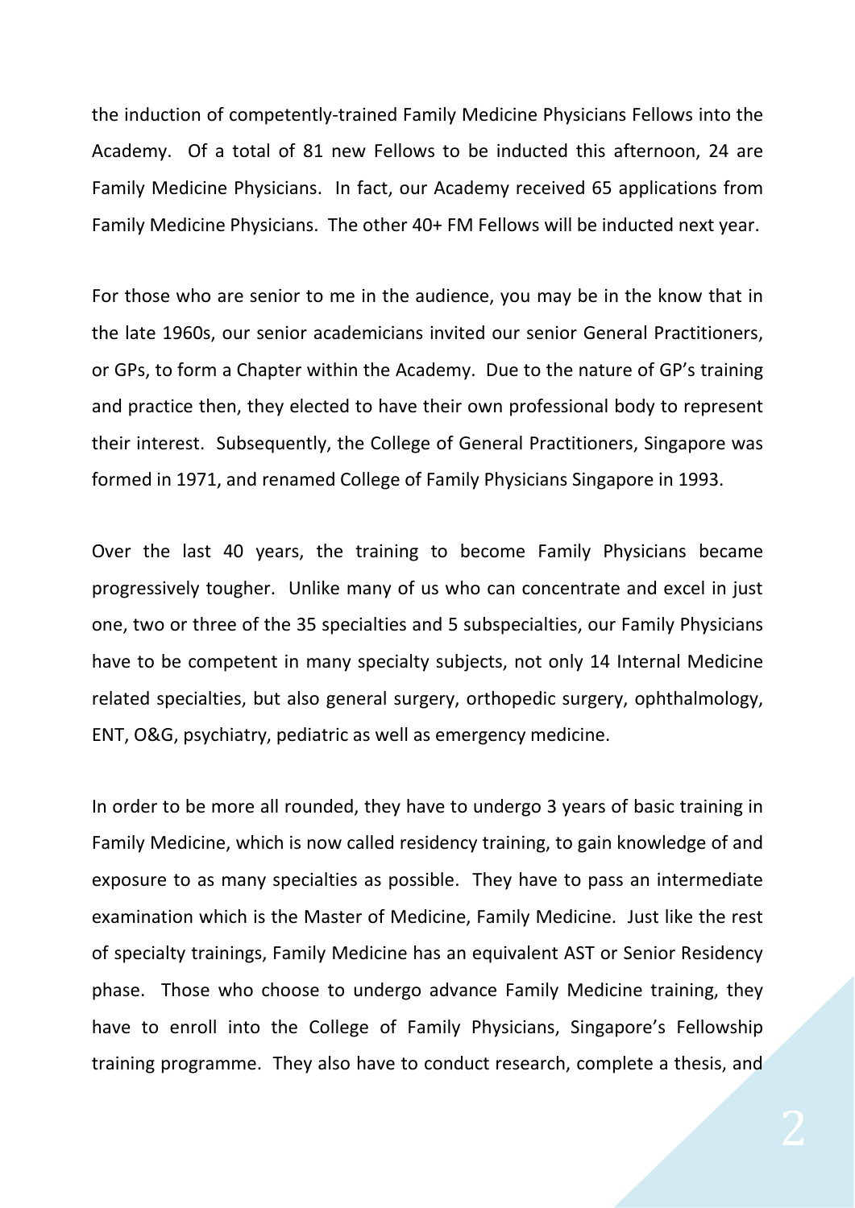the induction of competently-trained Family Medicine Physicians Fellows into the Academy. Of a total of 81 new Fellows to be inducted this afternoon, 24 are Family Medicine Physicians. In fact, our Academy received 65 applications from Family Medicine Physicians. The other 40+ FM Fellows will be inducted next year.

For those who are senior to me in the audience, you may be in the know that in the late 1960s, our senior academicians invited our senior General Practitioners, or GPs, to form a Chapter within the Academy. Due to the nature of GP's training and practice then, they elected to have their own professional body to represent their interest. Subsequently, the College of General Practitioners, Singapore was formed in 1971, and renamed College of Family Physicians Singapore in 1993.

Over the last 40 years, the training to become Family Physicians became progressively tougher. Unlike many of us who can concentrate and excel in just one, two or three of the 35 specialties and 5 subspecialties, our Family Physicians have to be competent in many specialty subjects, not only 14 Internal Medicine related specialties, but also general surgery, orthopedic surgery, ophthalmology, ENT, O&G, psychiatry, pediatric as well as emergency medicine.

In order to be more all rounded, they have to undergo 3 years of basic training in Family Medicine, which is now called residency training, to gain knowledge of and exposure to as many specialties as possible. They have to pass an intermediate examination which is the Master of Medicine, Family Medicine. Just like the rest of specialty trainings, Family Medicine has an equivalent AST or Senior Residency phase. Those who choose to undergo advance Family Medicine training, they have to enroll into the College of Family Physicians, Singapore's Fellowship training programme. They also have to conduct research, complete a thesis, and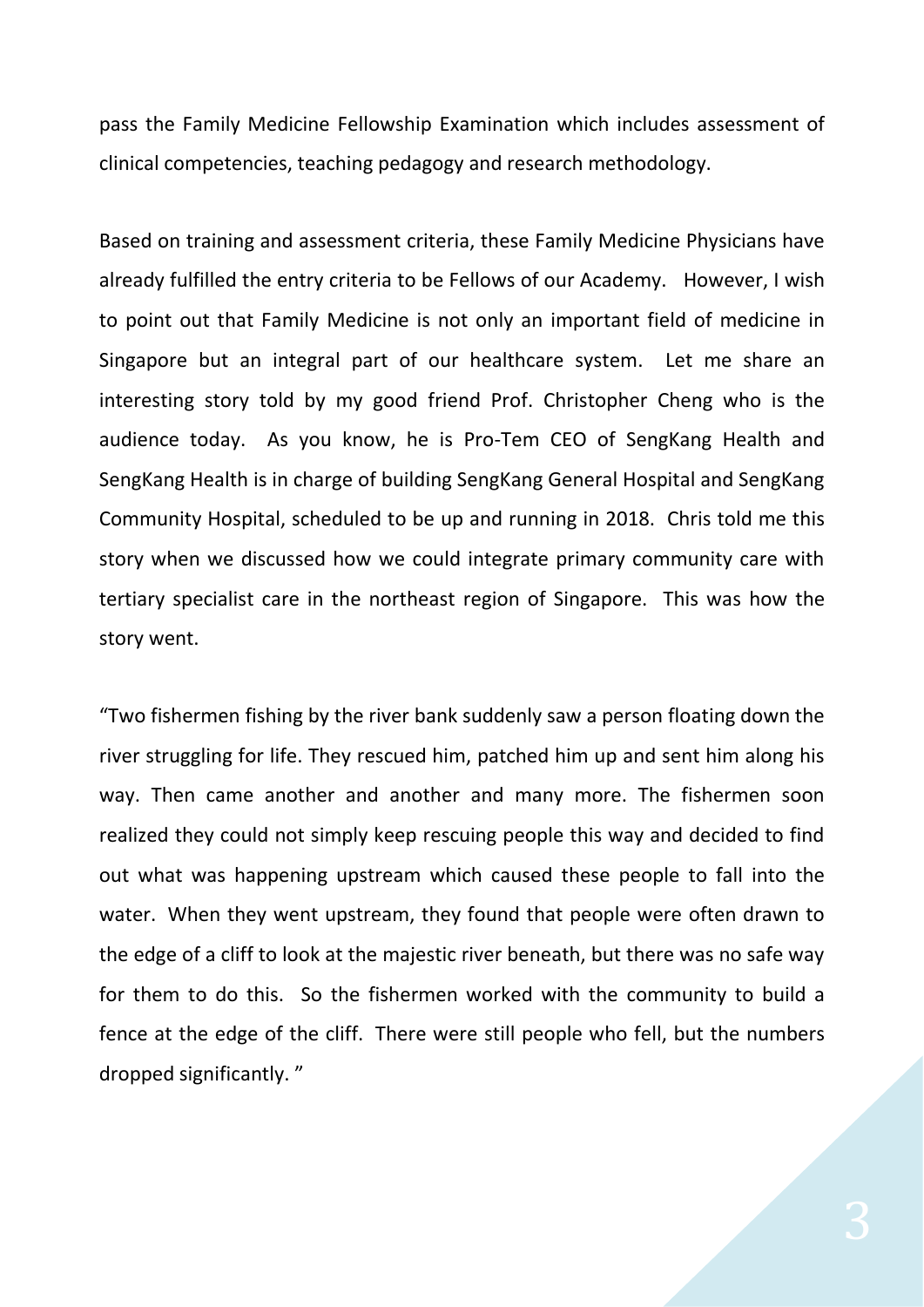pass the Family Medicine Fellowship Examination which includes assessment of clinical competencies, teaching pedagogy and research methodology.

Based on training and assessment criteria, these Family Medicine Physicians have already fulfilled the entry criteria to be Fellows of our Academy. However, I wish to point out that Family Medicine is not only an important field of medicine in Singapore but an integral part of our healthcare system. Let me share an interesting story told by my good friend Prof. Christopher Cheng who is the audience today. As you know, he is Pro-Tem CEO of SengKang Health and SengKang Health is in charge of building SengKang General Hospital and SengKang Community Hospital, scheduled to be up and running in 2018. Chris told me this story when we discussed how we could integrate primary community care with tertiary specialist care in the northeast region of Singapore. This was how the story went.

"Two fishermen fishing by the river bank suddenly saw a person floating down the river struggling for life. They rescued him, patched him up and sent him along his way. Then came another and another and many more. The fishermen soon realized they could not simply keep rescuing people this way and decided to find out what was happening upstream which caused these people to fall into the water. When they went upstream, they found that people were often drawn to the edge of a cliff to look at the majestic river beneath, but there was no safe way for them to do this. So the fishermen worked with the community to build a fence at the edge of the cliff. There were still people who fell, but the numbers dropped significantly. "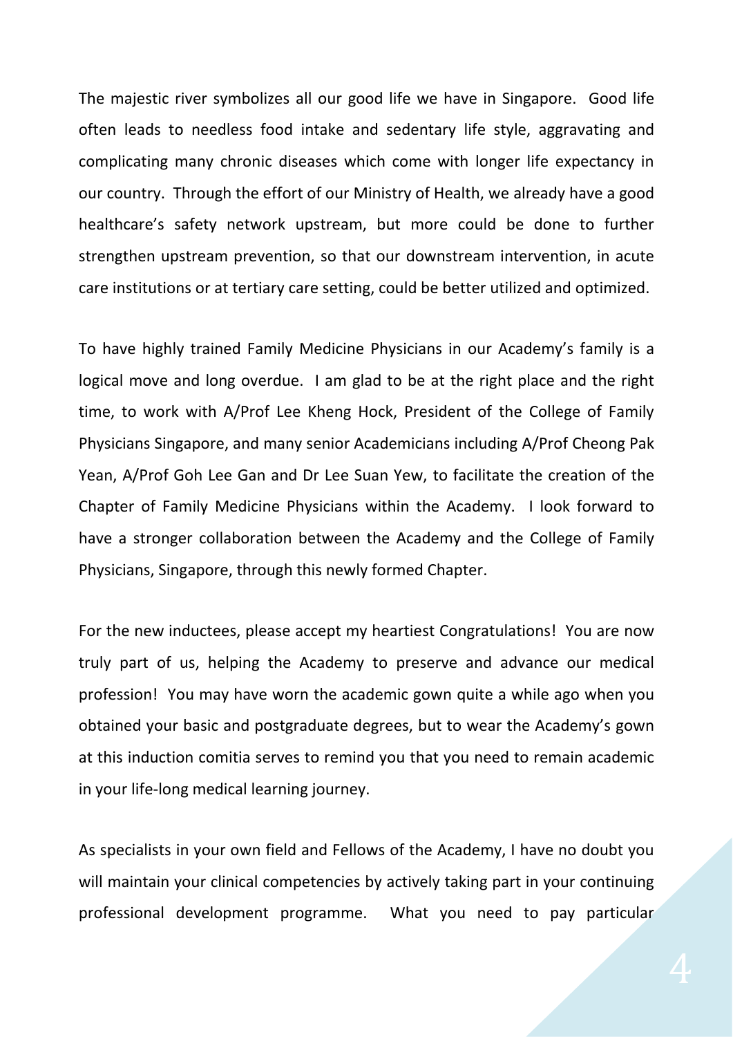The majestic river symbolizes all our good life we have in Singapore. Good life often leads to needless food intake and sedentary life style, aggravating and complicating many chronic diseases which come with longer life expectancy in our country. Through the effort of our Ministry of Health, we already have a good healthcare's safety network upstream, but more could be done to further strengthen upstream prevention, so that our downstream intervention, in acute care institutions or at tertiary care setting, could be better utilized and optimized.

To have highly trained Family Medicine Physicians in our Academy's family is a logical move and long overdue. I am glad to be at the right place and the right time, to work with A/Prof Lee Kheng Hock, President of the College of Family Physicians Singapore, and many senior Academicians including A/Prof Cheong Pak Yean, A/Prof Goh Lee Gan and Dr Lee Suan Yew, to facilitate the creation of the Chapter of Family Medicine Physicians within the Academy. I look forward to have a stronger collaboration between the Academy and the College of Family Physicians, Singapore, through this newly formed Chapter.

For the new inductees, please accept my heartiest Congratulations! You are now truly part of us, helping the Academy to preserve and advance our medical profession! You may have worn the academic gown quite a while ago when you obtained your basic and postgraduate degrees, but to wear the Academy's gown at this induction comitia serves to remind you that you need to remain academic in your life-long medical learning journey.

As specialists in your own field and Fellows of the Academy, I have no doubt you will maintain your clinical competencies by actively taking part in your continuing professional development programme. What you need to pay particular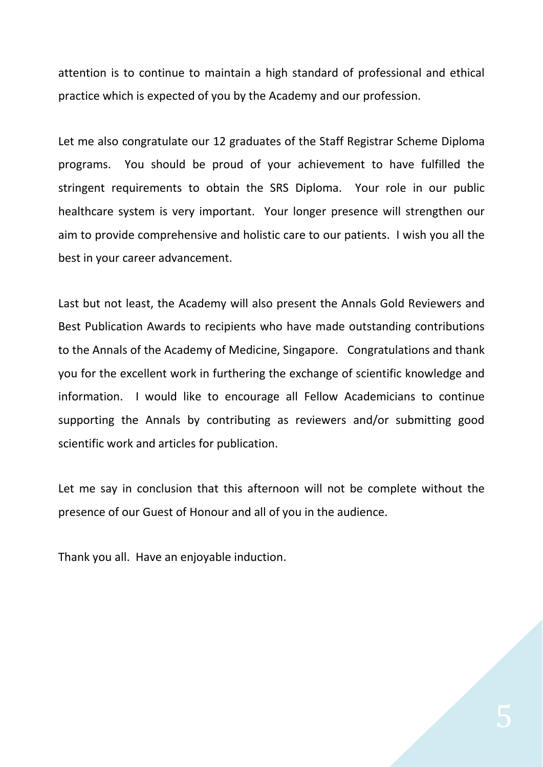attention is to continue to maintain a high standard of professional and ethical practice which is expected of you by the Academy and our profession.

Let me also congratulate our 12 graduates of the Staff Registrar Scheme Diploma programs. You should be proud of your achievement to have fulfilled the stringent requirements to obtain the SRS Diploma. Your role in our public healthcare system is very important. Your longer presence will strengthen our aim to provide comprehensive and holistic care to our patients. I wish you all the best in your career advancement.

Last but not least, the Academy will also present the Annals Gold Reviewers and Best Publication Awards to recipients who have made outstanding contributions to the Annals of the Academy of Medicine, Singapore. Congratulations and thank you for the excellent work in furthering the exchange of scientific knowledge and information. I would like to encourage all Fellow Academicians to continue supporting the Annals by contributing as reviewers and/or submitting good scientific work and articles for publication.

Let me say in conclusion that this afternoon will not be complete without the presence of our Guest of Honour and all of you in the audience.

Thank you all. Have an enjoyable induction.